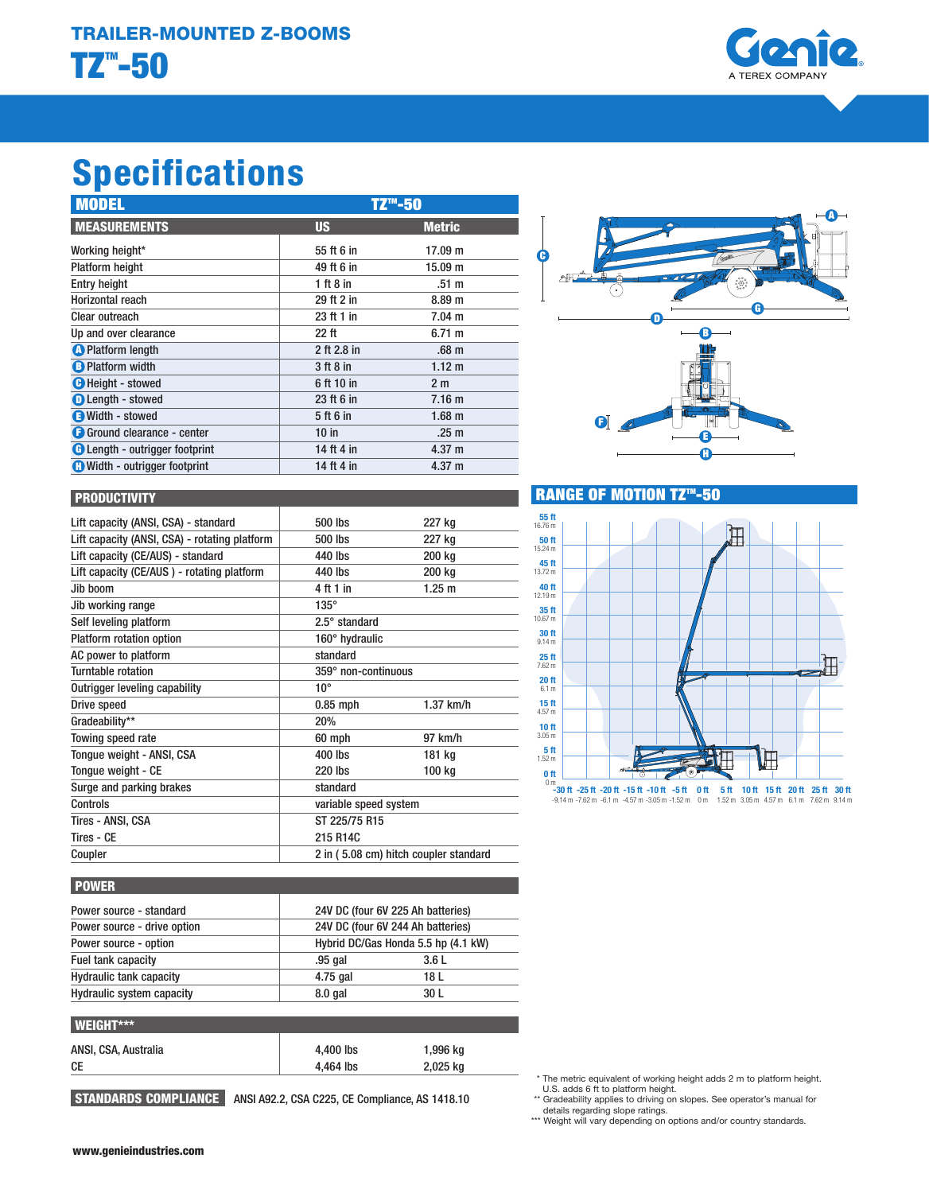# TRAILER-MOUNTED Z-BOOMS

# TZ™-50

Genie
A TEREX COMPANY

## Specifications

| MODEL | TZ™-50 | |
|---|---|---|
| **MEASUREMENTS** | **US** | **Metric** |
| Working height* | 55 ft 6 in | 17.09 m |
| Platform height | 49 ft 6 in | 15.09 m |
| Entry height | 1 ft 8 in | .51 m |
| Horizontal reach | 29 ft 2 in | 8.89 m |
| Clear outreach | 23 ft 1 in | 7.04 m |
| Up and over clearance | 22 ft | 6.71 m |
| A Platform length | 2 ft 2.8 in | .68 m |
| B Platform width | 3 ft 8 in | 1.12 m |
| C Height - stowed | 6 ft 10 in | 2 m |
| D Length - stowed | 23 ft 6 in | 7.16 m |
| E Width - stowed | 5 ft 6 in | 1.68 m |
| F Ground clearance - center | 10 in | .25 m |
| G Length - outrigger footprint | 14 ft 4 in | 4.37 m |
| H Width - outrigger footprint | 14 ft 4 in | 4.37 m |

| PRODUCTIVITY | | |
|---|---|---|
| Lift capacity (ANSI, CSA) - standard | 500 lbs | 227 kg |
| Lift capacity (ANSI, CSA) - rotating platform | 500 lbs | 227 kg |
| Lift capacity (CE/AUS) - standard | 440 lbs | 200 kg |
| Lift capacity (CE/AUS ) - rotating platform | 440 lbs | 200 kg |
| Jib boom | 4 ft 1 in | 1.25 m |
| Jib working range | 135° | |
| Self leveling platform | 2.5° standard | |
| Platform rotation option | 160° hydraulic | |
| AC power to platform | standard | |
| Turntable rotation | 359° non-continuous | |
| Outrigger leveling capability | 10° | |
| Drive speed | 0.85 mph | 1.37 km/h |
| Gradeability** | 20% | |
| Towing speed rate | 60 mph | 97 km/h |
| Tongue weight - ANSI, CSA | 400 lbs | 181 kg |
| Tongue weight - CE | 220 lbs | 100 kg |
| Surge and parking brakes | standard | |
| Controls | variable speed system | |
| Tires - ANSI, CSA | ST 225/75 R15 | |
| Tires - CE | 215 R14C | |
| Coupler | 2 in ( 5.08 cm) hitch coupler standard | |

| POWER | | |
|---|---|---|
| Power source - standard | 24V DC (four 6V 225 Ah batteries) | |
| Power source - drive option | 24V DC (four 6V 244 Ah batteries) | |
| Power source - option | Hybrid DC/Gas Honda 5.5 hp (4.1 kW) | |
| Fuel tank capacity | .95 gal | 3.6 L |
| Hydraulic tank capacity | 4.75 gal | 18 L |
| Hydraulic system capacity | 8.0 gal | 30 L |

| WEIGHT*** | | |
|---|---|---|
| ANSI, CSA, Australia | 4,400 lbs | 1,996 kg |
| CE | 4,464 lbs | 2,025 kg |

**STANDARDS COMPLIANCE** ANSI A92.2, CSA C225, CE Compliance, AS 1418.10

## RANGE OF MOTION TZ™-50

\* The metric equivalent of working height adds 2 m to platform height. U.S. adds 6 ft to platform height.
\*\* Gradeability applies to driving on slopes. See operator's manual for details regarding slope ratings.
\*\*\* Weight will vary depending on options and/or country standards.

www.genieindustries.com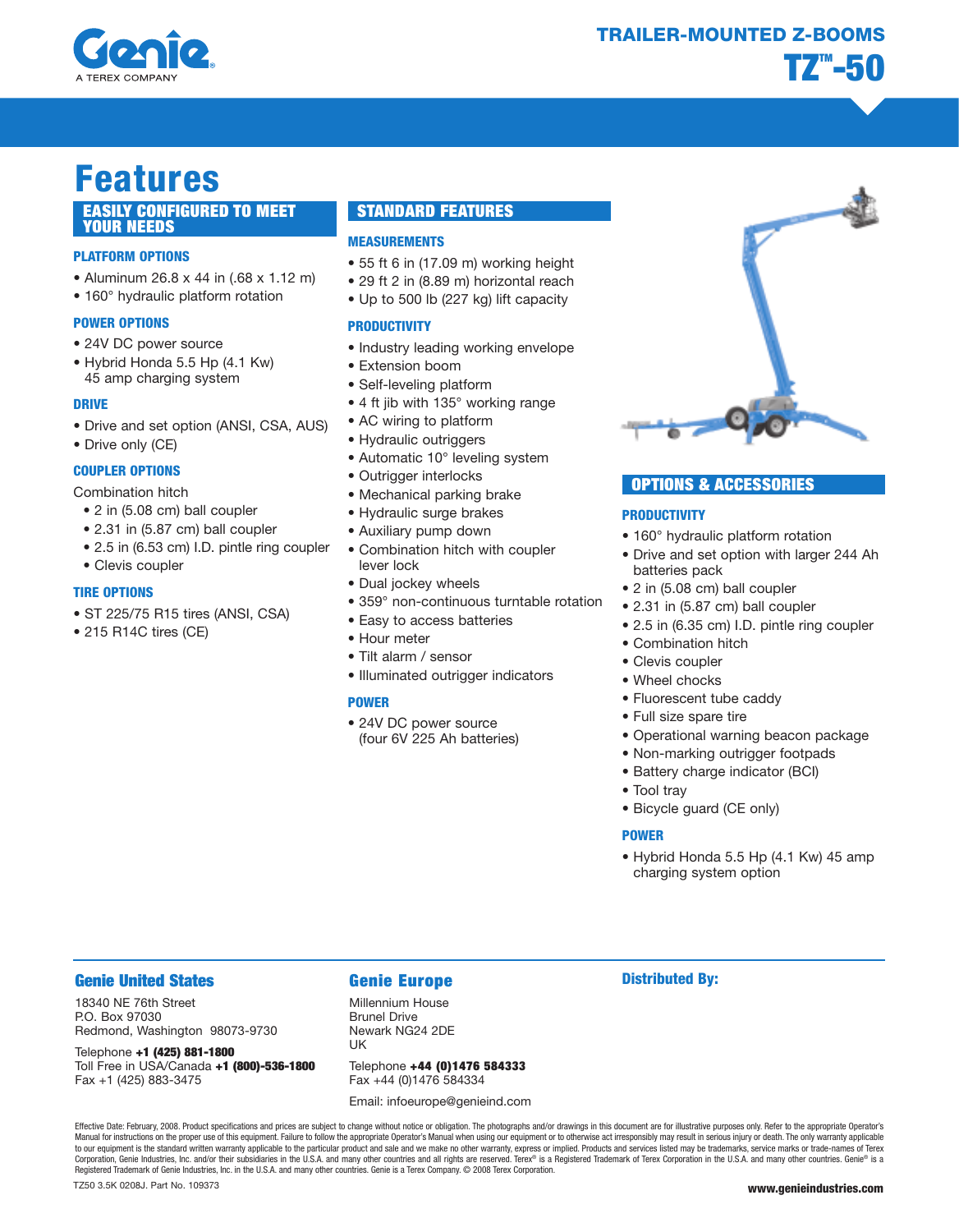Genie

A TEREX COMPANY

# TRAILER-MOUNTED Z-BOOMS

# TZ™-50

# Features

## EASILY CONFIGURED TO MEET YOUR NEEDS

### PLATFORM OPTIONS

- Aluminum 26.8 x 44 in (.68 x 1.12 m)
- 160° hydraulic platform rotation

### POWER OPTIONS

- 24V DC power source
- Hybrid Honda 5.5 Hp (4.1 Kw) 45 amp charging system

### DRIVE

- Drive and set option (ANSI, CSA, AUS)
- Drive only (CE)

### COUPLER OPTIONS

Combination hitch

- 2 in (5.08 cm) ball coupler
- 2.31 in (5.87 cm) ball coupler
- 2.5 in (6.53 cm) I.D. pintle ring coupler
- Clevis coupler

### TIRE OPTIONS

- ST 225/75 R15 tires (ANSI, CSA)
- 215 R14C tires (CE)

## STANDARD FEATURES

### MEASUREMENTS

- 55 ft 6 in (17.09 m) working height
- 29 ft 2 in (8.89 m) horizontal reach
- Up to 500 lb (227 kg) lift capacity

### PRODUCTIVITY

- Industry leading working envelope
- Extension boom
- Self-leveling platform
- 4 ft jib with 135° working range
- AC wiring to platform
- Hydraulic outriggers
- Automatic 10° leveling system
- Outrigger interlocks
- Mechanical parking brake
- Hydraulic surge brakes
- Auxiliary pump down
- Combination hitch with coupler lever lock
- Dual jockey wheels
- 359° non-continuous turntable rotation
- Easy to access batteries
- Hour meter
- Tilt alarm / sensor
- Illuminated outrigger indicators

### POWER

- 24V DC power source (four 6V 225 Ah batteries)

## OPTIONS & ACCESSORIES

### PRODUCTIVITY

- 160° hydraulic platform rotation
- Drive and set option with larger 244 Ah batteries pack
- 2 in (5.08 cm) ball coupler
- 2.31 in (5.87 cm) ball coupler
- 2.5 in (6.35 cm) I.D. pintle ring coupler
- Combination hitch
- Clevis coupler
- Wheel chocks
- Fluorescent tube caddy
- Full size spare tire
- Operational warning beacon package
- Non-marking outrigger footpads
- Battery charge indicator (BCI)
- Tool tray
- Bicycle guard (CE only)

### POWER

- Hybrid Honda 5.5 Hp (4.1 Kw) 45 amp charging system option

### Genie United States

18340 NE 76th Street
P.O. Box 97030
Redmond, Washington 98073-9730

Telephone **+1 (425) 881-1800**
Toll Free in USA/Canada **+1 (800)-536-1800**
Fax +1 (425) 883-3475

### Genie Europe

Millennium House
Brunel Drive
Newark NG24 2DE
UK

Telephone **+44 (0)1476 584333**
Fax +44 (0)1476 584334

Email: infoeurope@genieind.com

### Distributed By:

Effective Date: February, 2008. Product specifications and prices are subject to change without notice or obligation. The photographs and/or drawings in this document are for illustrative purposes only. Refer to the appropriate Operator's Manual for instructions on the proper use of this equipment. Failure to follow the appropriate Operator's Manual when using our equipment or to otherwise act irresponsibly may result in serious injury or death. The only warranty applicable to our equipment is the standard written warranty applicable to the particular product and sale and we make no other warranty, express or implied. Products and services listed may be trademarks, service marks or trade-names of Terex Corporation, Genie Industries, Inc. and/or their subsidiaries in the U.S.A. and many other countries and all rights are reserved. Terex® is a Registered Trademark of Terex Corporation in the U.S.A. and many other countries. Genie® is a Registered Trademark of Genie Industries, Inc. in the U.S.A. and many other countries. Genie is a Terex Company. © 2008 Terex Corporation.

TZ50 3.5K 0208J. Part No. 109373

**www.genieindustries.com**